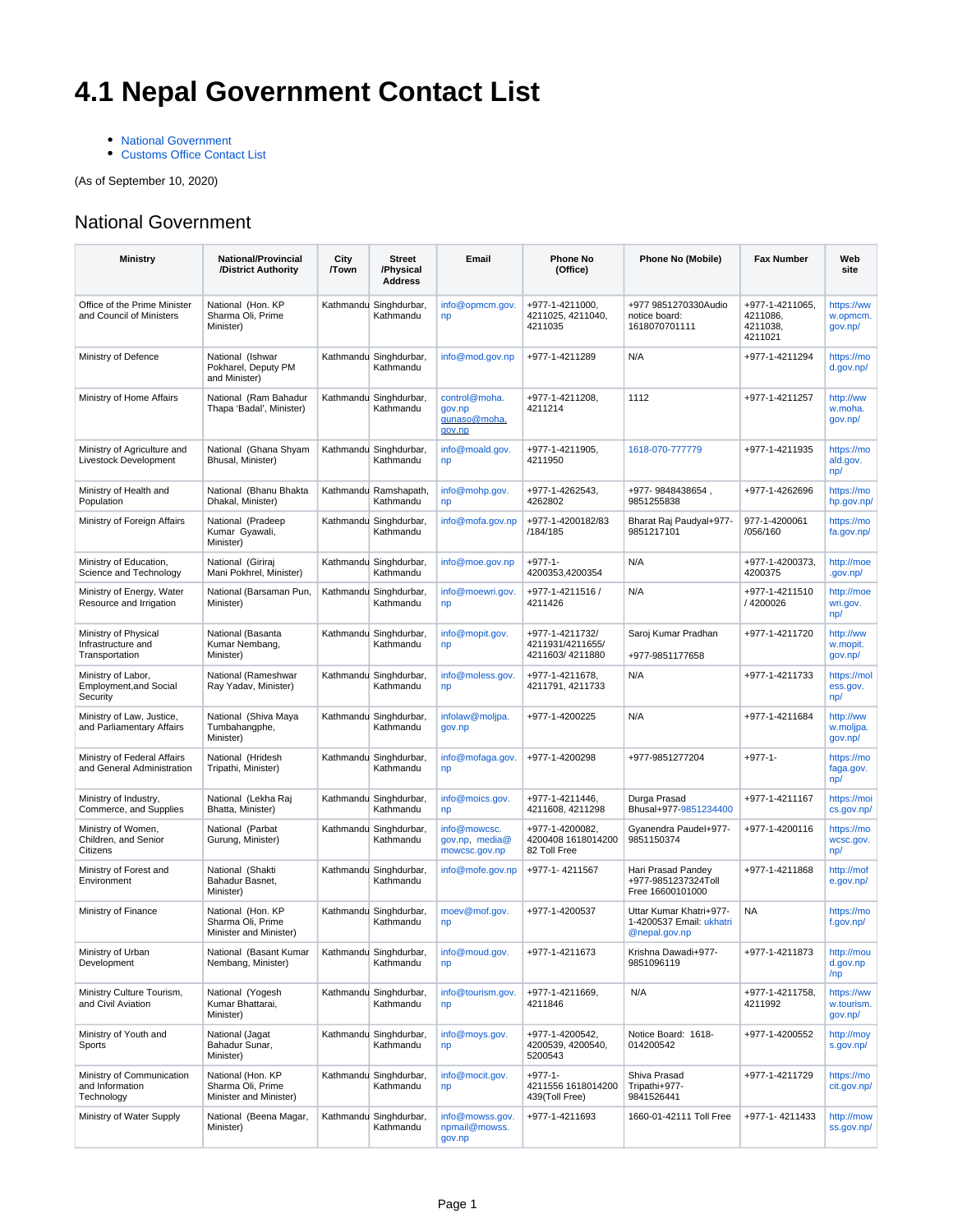# 4.1 Nepal Government Contact List

- National Government
- Customs Office Contact List

(As of September 10, 2020)

## National Government

| Ministry | National/Provincial /District Authority | City /Town | Street /Physical Address | Email | Phone No (Office) | Phone No (Mobile) | Fax Number | Web site |
|---|---|---|---|---|---|---|---|---|
| Office of the Prime Minister and Council of Ministers | National (Hon. KP Sharma Oli, Prime Minister) | Kathmandu | Singhdurbar, Kathmandu | info@opmcm.gov.np | +977-1-4211000, 4211025, 4211040, 4211035 | +977 9851270330Audio notice board: 1618070701111 | +977-1-4211065, 4211086, 4211038, 4211021 | https://www.opmcm.gov.np/ |
| Ministry of Defence | National (Ishwar Pokharel, Deputy PM and Minister) | Kathmandu | Singhdurbar, Kathmandu | info@mod.gov.np | +977-1-4211289 | N/A | +977-1-4211294 | https://mod.gov.np/ |
| Ministry of Home Affairs | National (Ram Bahadur Thapa 'Badal', Minister) | Kathmandu | Singhdurbar, Kathmandu | control@moha.gov.np gunaso@moha.gov.np | +977-1-4211208, 4211214 | 1112 | +977-1-4211257 | http://www.moha.gov.np/ |
| Ministry of Agriculture and Livestock Development | National (Ghana Shyam Bhusal, Minister) | Kathmandu | Singhdurbar, Kathmandu | info@moald.gov.np | +977-1-4211905, 4211950 | 1618-070-777779 | +977-1-4211935 | https://moald.gov.np/ |
| Ministry of Health and Population | National (Bhanu Bhakta Dhakal, Minister) | Kathmandu | Ramshapath, Kathmandu | info@mohp.gov.np | +977-1-4262543, 4262802 | +977- 9848438654 , 9851255838 | +977-1-4262696 | https://mohp.gov.np/ |
| Ministry of Foreign Affairs | National (Pradeep Kumar Gyawali, Minister) | Kathmandu | Singhdurbar, Kathmandu | info@mofa.gov.np | +977-1-4200182/83 /184/185 | Bharat Raj Paudyal+977-9851217101 | 977-1-4200061 /056/160 | https://mofa.gov.np/ |
| Ministry of Education, Science and Technology | National (Giriraj Mani Pokhrel, Minister) | Kathmandu | Singhdurbar, Kathmandu | info@moe.gov.np | +977-1-4200353,4200354 | N/A | +977-1-4200373, 4200375 | http://moe.gov.np/ |
| Ministry of Energy, Water Resource and Irrigation | National (Barsaman Pun, Minister) | Kathmandu | Singhdurbar, Kathmandu | info@moewri.gov.np | +977-1-4211516 / 4211426 | N/A | +977-1-4211510 / 4200026 | http://moewri.gov.np/ |
| Ministry of Physical Infrastructure and Transportation | National (Basanta Kumar Nembang, Minister) | Kathmandu | Singhdurbar, Kathmandu | info@mopit.gov.np | +977-1-4211732/ 4211931/4211655/ 4211603/ 4211880 | Saroj Kumar Pradhan +977-9851177658 | +977-1-4211720 | http://www.mopit.gov.np/ |
| Ministry of Labor, Employment,and Social Security | National (Rameshwar Ray Yadav, Minister) | Kathmandu | Singhdurbar, Kathmandu | info@moless.gov.np | +977-1-4211678, 4211791, 4211733 | N/A | +977-1-4211733 | https://moless.gov.np/ |
| Ministry of Law, Justice, and Parliamentary Affairs | National (Shiva Maya Tumbahangphe, Minister) | Kathmandu | Singhdurbar, Kathmandu | infolaw@moljpa.gov.np | +977-1-4200225 | N/A | +977-1-4211684 | http://www.moljpa.gov.np/ |
| Ministry of Federal Affairs and General Administration | National (Hridesh Tripathi, Minister) | Kathmandu | Singhdurbar, Kathmandu | info@mofaga.gov.np | +977-1-4200298 | +977-9851277204 | +977-1- | https://mofaga.gov.np/ |
| Ministry of Industry, Commerce, and Supplies | National (Lekha Raj Bhatta, Minister) | Kathmandu | Singhdurbar, Kathmandu | info@moics.gov.np | +977-1-4211446, 4211608, 4211298 | Durga Prasad Bhusal+977-9851234400 | +977-1-4211167 | https://moics.gov.np/ |
| Ministry of Women, Children, and Senior Citizens | National (Parbat Gurung, Minister) | Kathmandu | Singhdurbar, Kathmandu | info@mowcsc.gov.np, media@mowcsc.gov.np | +977-1-4200082, 4200408 1618014200 82 Toll Free | Gyanendra Paudel+977-9851150374 | +977-1-4200116 | https://mowcsc.gov.np/ |
| Ministry of Forest and Environment | National (Shakti Bahadur Basnet, Minister) | Kathmandu | Singhdurbar, Kathmandu | info@mofe.gov.np | +977-1- 4211567 | Hari Prasad Pandey +977-9851237324Toll Free 16600101000 | +977-1-4211868 | http://mofe.gov.np/ |
| Ministry of Finance | National (Hon. KP Sharma Oli, Prime Minister and Minister) | Kathmandu | Singhdurbar, Kathmandu | moev@mof.gov.np | +977-1-4200537 | Uttar Kumar Khatri+977-1-4200537 Email: ukhatri@nepal.gov.np | NA | https://mof.gov.np/ |
| Ministry of Urban Development | National (Basant Kumar Nembang, Minister) | Kathmandu | Singhdurbar, Kathmandu | info@moud.gov.np | +977-1-4211673 | Krishna Dawadi+977-9851096119 | +977-1-4211873 | http://moud.gov.np/np |
| Ministry Culture Tourism, and Civil Aviation | National (Yogesh Kumar Bhattarai, Minister) | Kathmandu | Singhdurbar, Kathmandu | info@tourism.gov.np | +977-1-4211669, 4211846 | N/A | +977-1-4211758, 4211992 | https://www.tourism.gov.np/ |
| Ministry of Youth and Sports | National (Jagat Bahadur Sunar, Minister) | Kathmandu | Singhdurbar, Kathmandu | info@moys.gov.np | +977-1-4200542, 4200539, 4200540, 5200543 | Notice Board: 1618-014200542 | +977-1-4200552 | http://moys.gov.np/ |
| Ministry of Communication and Information Technology | National (Hon. KP Sharma Oli, Prime Minister and Minister) | Kathmandu | Singhdurbar, Kathmandu | info@mocit.gov.np | +977-1-4211556 1618014200 439(Toll Free) | Shiva Prasad Tripathi+977-9841526441 | +977-1-4211729 | https://mocit.gov.np/ |
| Ministry of Water Supply | National (Beena Magar, Minister) | Kathmandu | Singhdurbar, Kathmandu | info@mowss.gov.np npmail@mowss.gov.np | +977-1-4211693 | 1660-01-42111 Toll Free | +977-1- 4211433 | http://mowss.gov.np/ |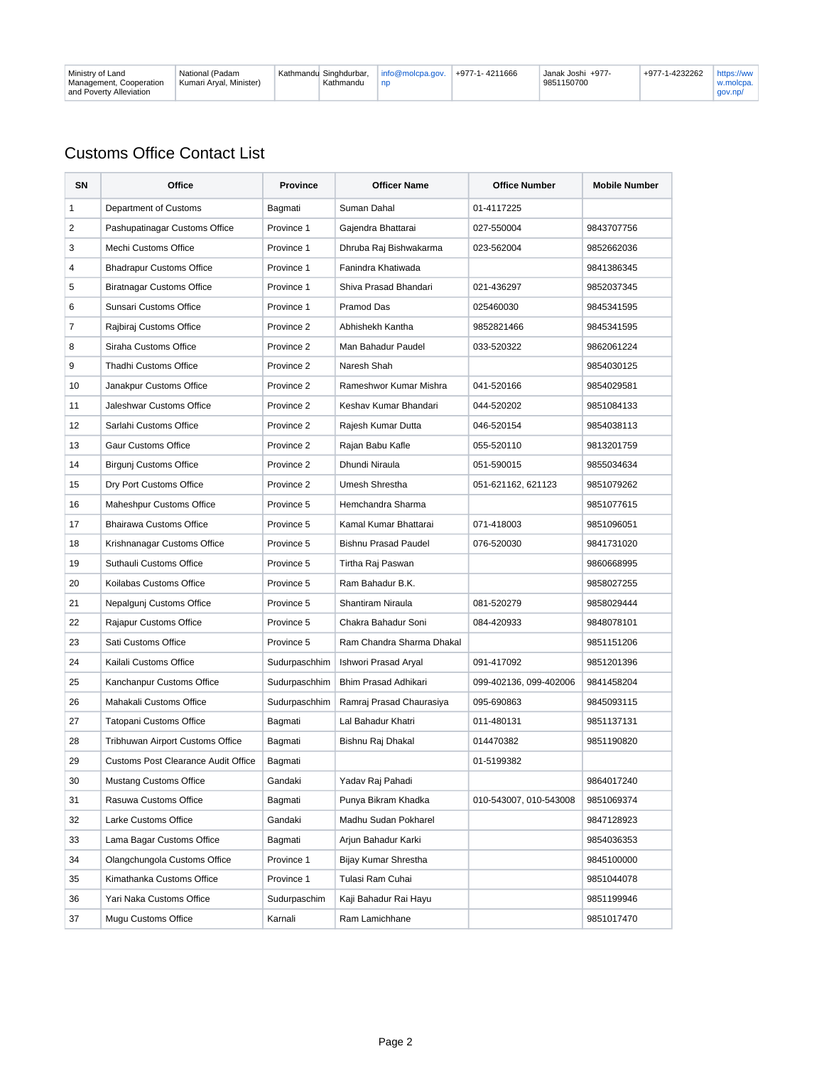| | | | | | | | | |
|---|---|---|---|---|---|---|---|---|
| Ministry of Land Management, Cooperation and Poverty Alleviation | National (Padam Kumari Aryal, Minister) | Kathmandu | Singhdurbar, Kathmandu | info@molcpa.gov.np | +977-1- 4211666 | Janak Joshi +977-9851150700 | +977-1-4232262 | https://www.molcpa.gov.np/ |

## Customs Office Contact List

| SN | Office | Province | Officer Name | Office Number | Mobile Number |
|---|---|---|---|---|---|
| 1 | Department of Customs | Bagmati | Suman Dahal | 01-4117225 | |
| 2 | Pashupatinagar Customs Office | Province 1 | Gajendra Bhattarai | 027-550004 | 9843707756 |
| 3 | Mechi Customs Office | Province 1 | Dhruba Raj Bishwakarma | 023-562004 | 9852662036 |
| 4 | Bhadrapur Customs Office | Province 1 | Fanindra Khatiwada | | 9841386345 |
| 5 | Biratnagar Customs Office | Province 1 | Shiva Prasad Bhandari | 021-436297 | 9852037345 |
| 6 | Sunsari Customs Office | Province 1 | Pramod Das | 025460030 | 9845341595 |
| 7 | Rajbiraj Customs Office | Province 2 | Abhishekh Kantha | 9852821466 | 9845341595 |
| 8 | Siraha Customs Office | Province 2 | Man Bahadur Paudel | 033-520322 | 9862061224 |
| 9 | Thadhi Customs Office | Province 2 | Naresh Shah | | 9854030125 |
| 10 | Janakpur Customs Office | Province 2 | Rameshwor Kumar Mishra | 041-520166 | 9854029581 |
| 11 | Jaleshwar Customs Office | Province 2 | Keshav Kumar Bhandari | 044-520202 | 9851084133 |
| 12 | Sarlahi Customs Office | Province 2 | Rajesh Kumar Dutta | 046-520154 | 9854038113 |
| 13 | Gaur Customs Office | Province 2 | Rajan Babu Kafle | 055-520110 | 9813201759 |
| 14 | Birgunj Customs Office | Province 2 | Dhundi Niraula | 051-590015 | 9855034634 |
| 15 | Dry Port Customs Office | Province 2 | Umesh Shrestha | 051-621162, 621123 | 9851079262 |
| 16 | Maheshpur Customs Office | Province 5 | Hemchandra Sharma | | 9851077615 |
| 17 | Bhairawa Customs Office | Province 5 | Kamal Kumar Bhattarai | 071-418003 | 9851096051 |
| 18 | Krishnanagar Customs Office | Province 5 | Bishnu Prasad Paudel | 076-520030 | 9841731020 |
| 19 | Suthauli Customs Office | Province 5 | Tirtha Raj Paswan | | 9860668995 |
| 20 | Koilabas Customs Office | Province 5 | Ram Bahadur B.K. | | 9858027255 |
| 21 | Nepalgunj Customs Office | Province 5 | Shantiram Niraula | 081-520279 | 9858029444 |
| 22 | Rajapur Customs Office | Province 5 | Chakra Bahadur Soni | 084-420933 | 9848078101 |
| 23 | Sati Customs Office | Province 5 | Ram Chandra Sharma Dhakal | | 9851151206 |
| 24 | Kailali Customs Office | Sudurpaschhim | Ishwori Prasad Aryal | 091-417092 | 9851201396 |
| 25 | Kanchanpur Customs Office | Sudurpaschhim | Bhim Prasad Adhikari | 099-402136, 099-402006 | 9841458204 |
| 26 | Mahakali Customs Office | Sudurpaschhim | Ramraj Prasad Chaurasiya | 095-690863 | 9845093115 |
| 27 | Tatopani Customs Office | Bagmati | Lal Bahadur Khatri | 011-480131 | 9851137131 |
| 28 | Tribhuwan Airport Customs Office | Bagmati | Bishnu Raj Dhakal | 014470382 | 9851190820 |
| 29 | Customs Post Clearance Audit Office | Bagmati | | 01-5199382 | |
| 30 | Mustang Customs Office | Gandaki | Yadav Raj Pahadi | | 9864017240 |
| 31 | Rasuwa Customs Office | Bagmati | Punya Bikram Khadka | 010-543007, 010-543008 | 9851069374 |
| 32 | Larke Customs Office | Gandaki | Madhu Sudan Pokharel | | 9847128923 |
| 33 | Lama Bagar Customs Office | Bagmati | Arjun Bahadur Karki | | 9854036353 |
| 34 | Olangchungola Customs Office | Province 1 | Bijay Kumar Shrestha | | 9845100000 |
| 35 | Kimathanka Customs Office | Province 1 | Tulasi Ram Cuhai | | 9851044078 |
| 36 | Yari Naka Customs Office | Sudurpaschim | Kaji Bahadur Rai Hayu | | 9851199946 |
| 37 | Mugu Customs Office | Karnali | Ram Lamichhane | | 9851017470 |